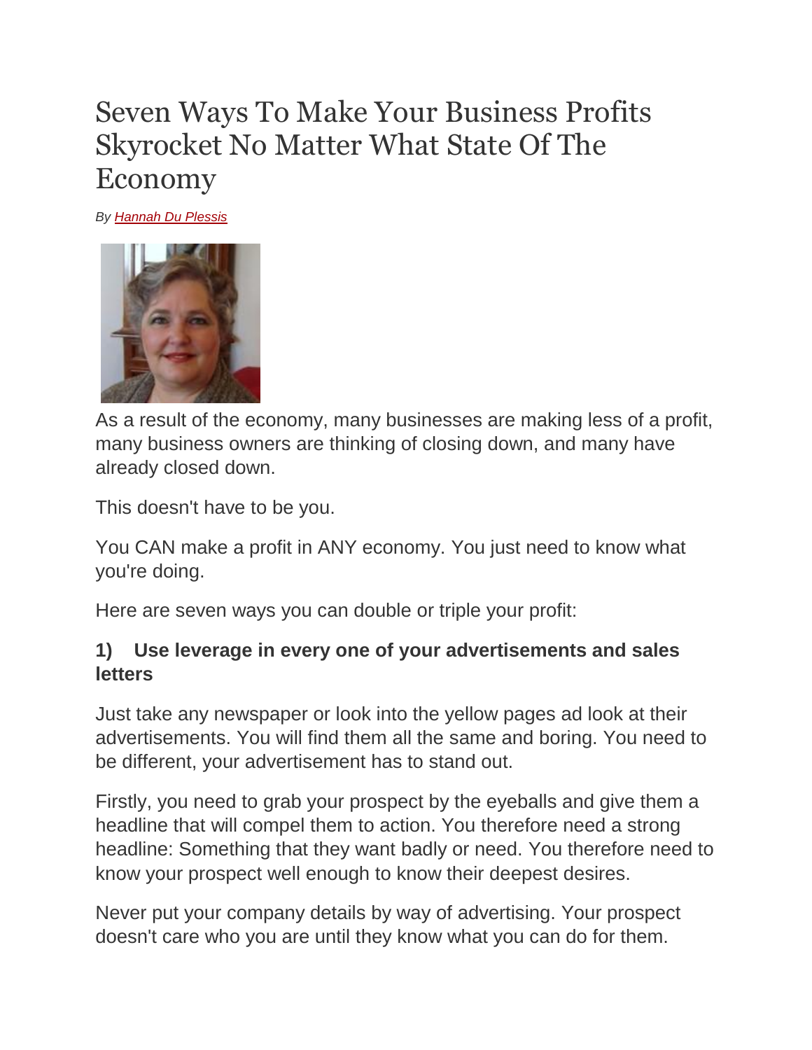# Seven Ways To Make Your Business Profits Skyrocket No Matter What State Of The Economy

*By Hannah Du Plessis*

As a result of the economy, many businesses are making less of a profit, many business owners are thinking of closing down, and many have already closed down.

This doesn't have to be you.

You CAN make a profit in ANY economy. You just need to know what you're doing.

Here are seven ways you can double or triple your profit:

### 1) Use leverage in every one of your advertisements and sales letters

Just take any newspaper or look into the yellow pages ad look at their advertisements. You will find them all the same and boring. You need to be different, your advertisement has to stand out.

Firstly, you need to grab your prospect by the eyeballs and give them a headline that will compel them to action. You therefore need a strong headline: Something that they want badly or need. You therefore need to know your prospect well enough to know their deepest desires.

Never put your company details by way of advertising. Your prospect doesn't care who you are until they know what you can do for them.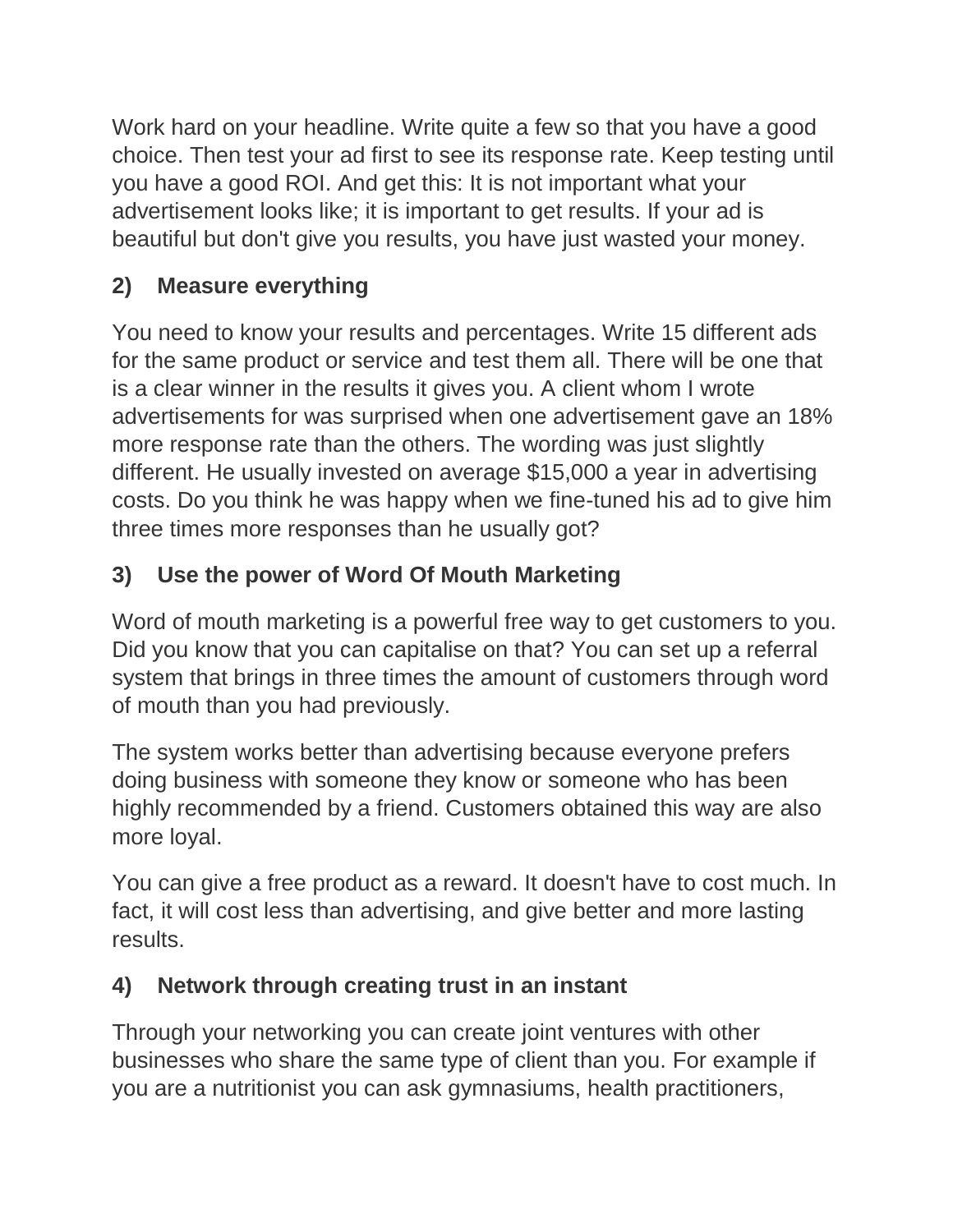Work hard on your headline. Write quite a few so that you have a good choice. Then test your ad first to see its response rate. Keep testing until you have a good ROI. And get this: It is not important what your advertisement looks like; it is important to get results. If your ad is beautiful but don't give you results, you have just wasted your money.

## 2) Measure everything

You need to know your results and percentages. Write 15 different ads for the same product or service and test them all. There will be one that is a clear winner in the results it gives you. A client whom I wrote advertisements for was surprised when one advertisement gave an 18% more response rate than the others. The wording was just slightly different. He usually invested on average $15,000 a year in advertising costs. Do you think he was happy when we fine-tuned his ad to give him three times more responses than he usually got?

## 3) Use the power of Word Of Mouth Marketing

Word of mouth marketing is a powerful free way to get customers to you. Did you know that you can capitalise on that? You can set up a referral system that brings in three times the amount of customers through word of mouth than you had previously.

The system works better than advertising because everyone prefers doing business with someone they know or someone who has been highly recommended by a friend. Customers obtained this way are also more loyal.

You can give a free product as a reward. It doesn't have to cost much. In fact, it will cost less than advertising, and give better and more lasting results.

## 4) Network through creating trust in an instant

Through your networking you can create joint ventures with other businesses who share the same type of client than you. For example if you are a nutritionist you can ask gymnasiums, health practitioners,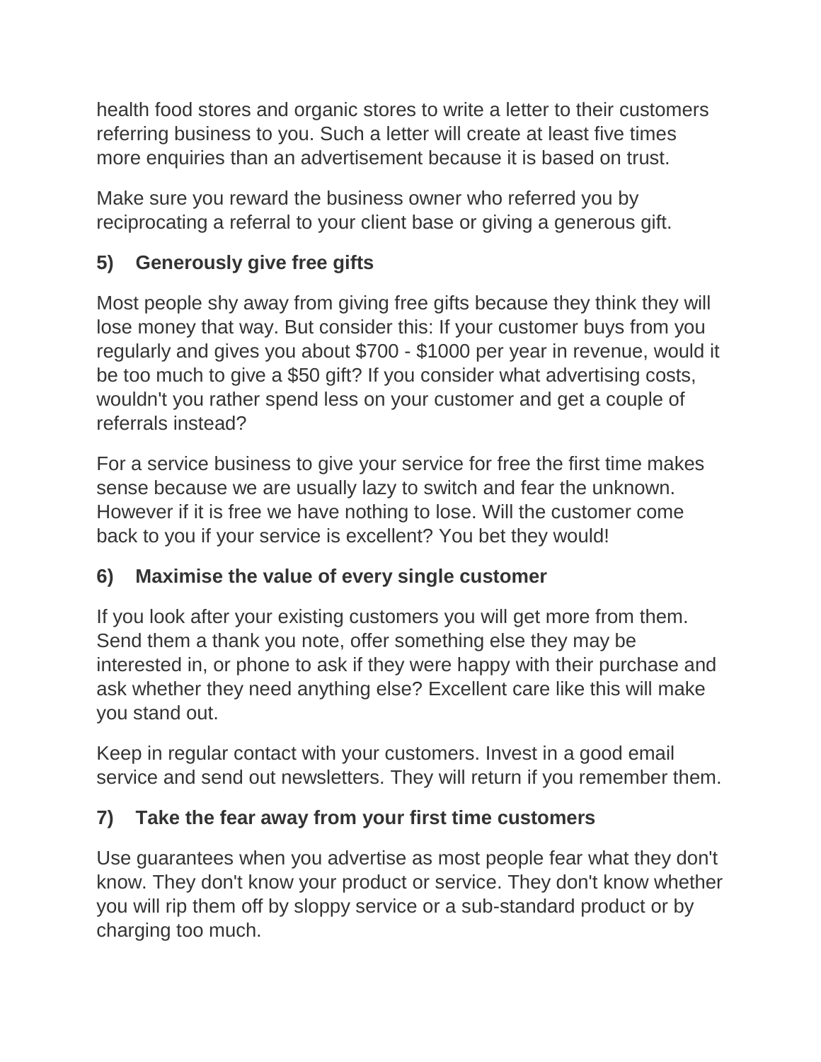health food stores and organic stores to write a letter to their customers referring business to you. Such a letter will create at least five times more enquiries than an advertisement because it is based on trust.

Make sure you reward the business owner who referred you by reciprocating a referral to your client base or giving a generous gift.

### 5) Generously give free gifts

Most people shy away from giving free gifts because they think they will lose money that way. But consider this: If your customer buys from you regularly and gives you about $700 - $1000 per year in revenue, would it be too much to give a $50 gift? If you consider what advertising costs, wouldn't you rather spend less on your customer and get a couple of referrals instead?

For a service business to give your service for free the first time makes sense because we are usually lazy to switch and fear the unknown. However if it is free we have nothing to lose. Will the customer come back to you if your service is excellent? You bet they would!

### 6) Maximise the value of every single customer

If you look after your existing customers you will get more from them. Send them a thank you note, offer something else they may be interested in, or phone to ask if they were happy with their purchase and ask whether they need anything else? Excellent care like this will make you stand out.

Keep in regular contact with your customers. Invest in a good email service and send out newsletters. They will return if you remember them.

### 7) Take the fear away from your first time customers

Use guarantees when you advertise as most people fear what they don't know. They don't know your product or service. They don't know whether you will rip them off by sloppy service or a sub-standard product or by charging too much.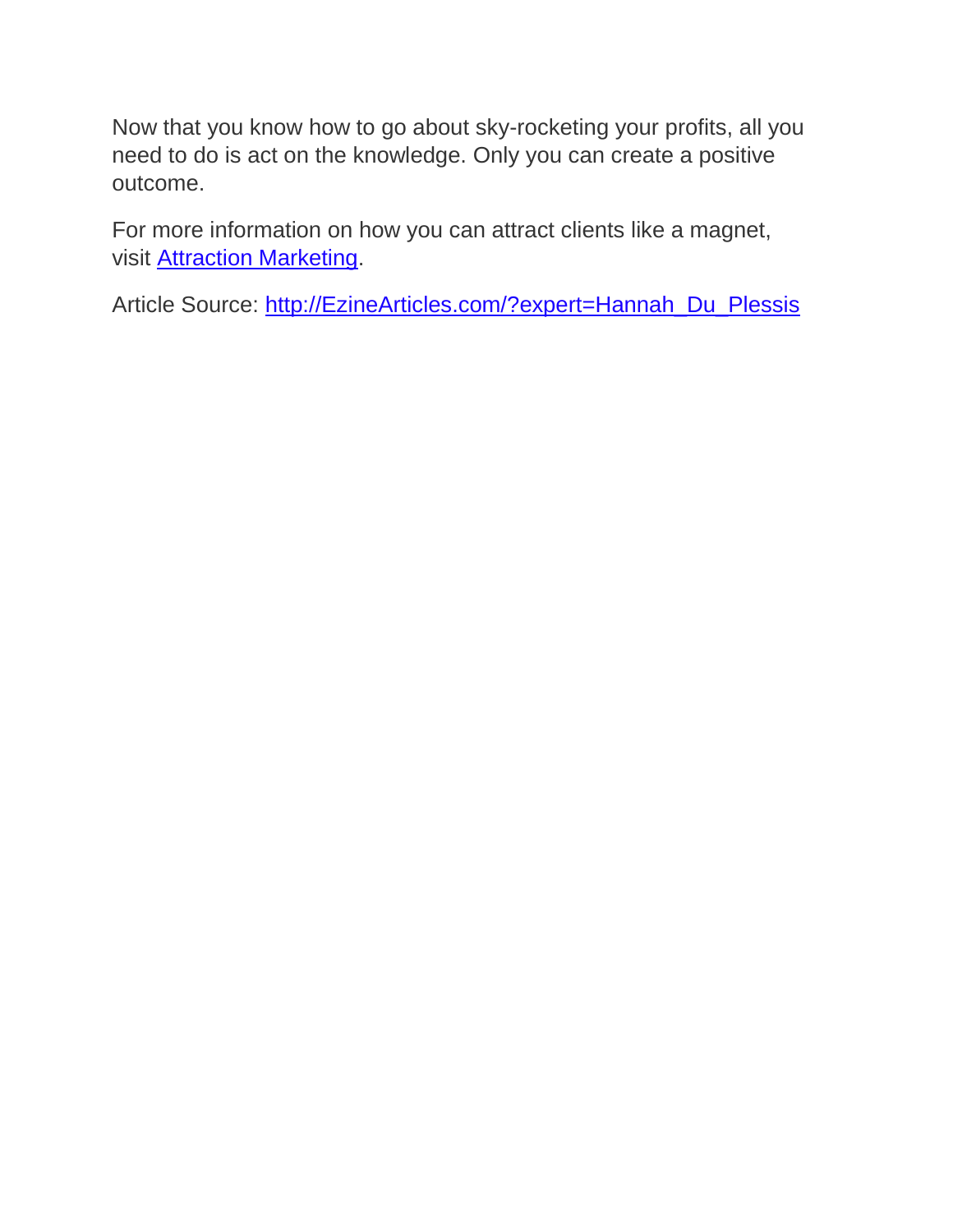Now that you know how to go about sky-rocketing your profits, all you need to do is act on the knowledge. Only you can create a positive outcome.

For more information on how you can attract clients like a magnet, visit [Attraction Marketing](#).

Article Source: [http://EzineArticles.com/?expert=Hannah_Du_Plessis](http://EzineArticles.com/?expert=Hannah_Du_Plessis)